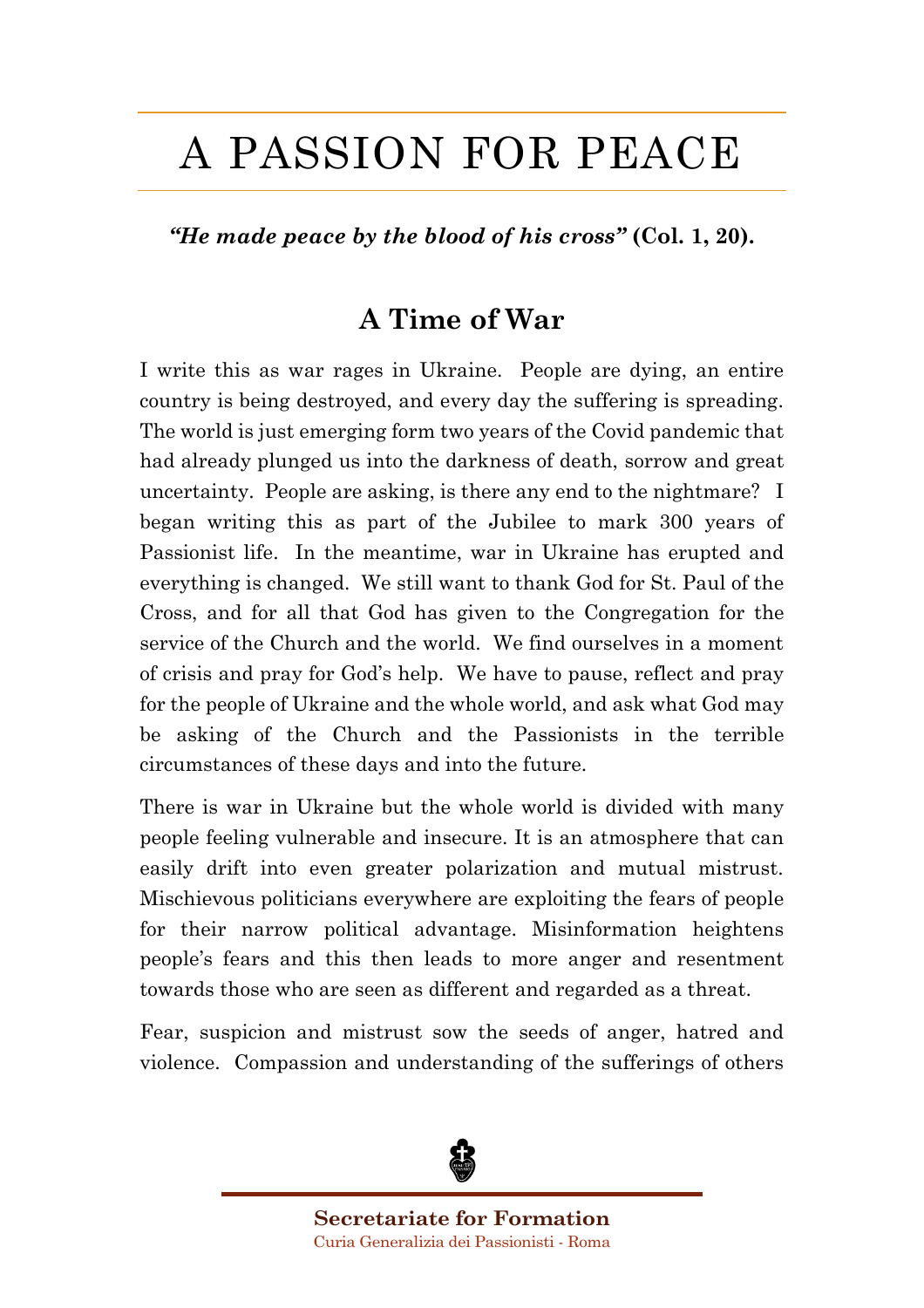# A PASSION FOR PEACE

***"He made peace by the blood of his cross"* (Col. 1, 20).**

## A Time of War

I write this as war rages in Ukraine. People are dying, an entire country is being destroyed, and every day the suffering is spreading. The world is just emerging form two years of the Covid pandemic that had already plunged us into the darkness of death, sorrow and great uncertainty. People are asking, is there any end to the nightmare? I began writing this as part of the Jubilee to mark 300 years of Passionist life. In the meantime, war in Ukraine has erupted and everything is changed. We still want to thank God for St. Paul of the Cross, and for all that God has given to the Congregation for the service of the Church and the world. We find ourselves in a moment of crisis and pray for God's help. We have to pause, reflect and pray for the people of Ukraine and the whole world, and ask what God may be asking of the Church and the Passionists in the terrible circumstances of these days and into the future.

There is war in Ukraine but the whole world is divided with many people feeling vulnerable and insecure. It is an atmosphere that can easily drift into even greater polarization and mutual mistrust. Mischievous politicians everywhere are exploiting the fears of people for their narrow political advantage. Misinformation heightens people's fears and this then leads to more anger and resentment towards those who are seen as different and regarded as a threat.

Fear, suspicion and mistrust sow the seeds of anger, hatred and violence. Compassion and understanding of the sufferings of others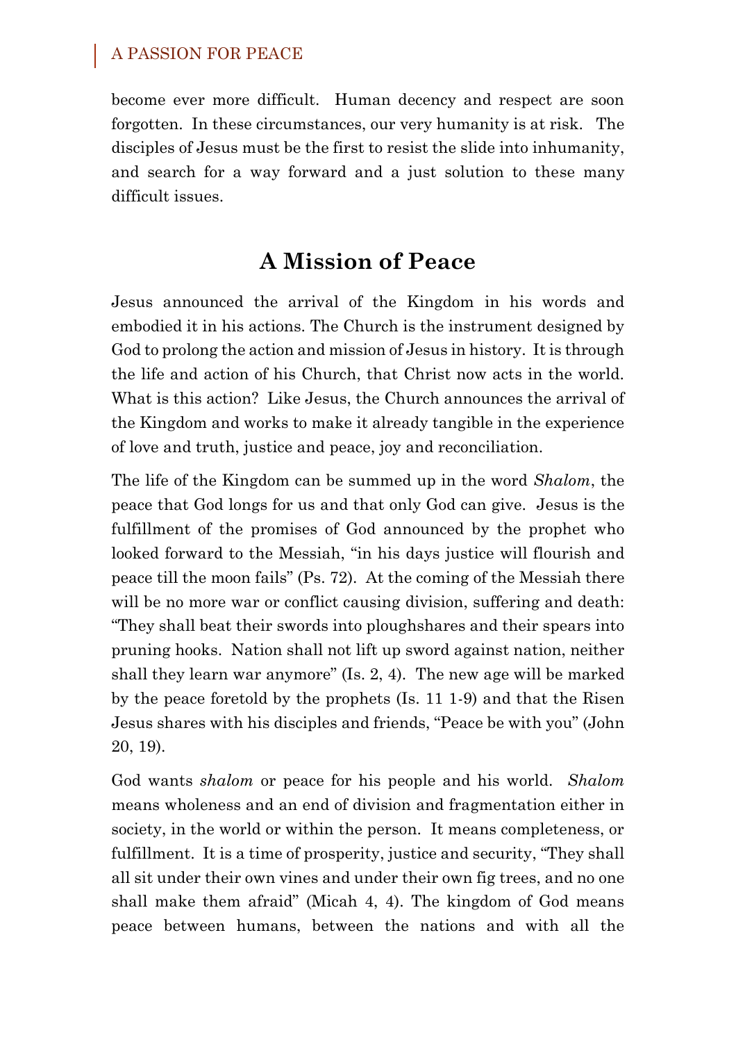become ever more difficult. Human decency and respect are soon forgotten. In these circumstances, our very humanity is at risk. The disciples of Jesus must be the first to resist the slide into inhumanity, and search for a way forward and a just solution to these many difficult issues.

## A Mission of Peace

Jesus announced the arrival of the Kingdom in his words and embodied it in his actions. The Church is the instrument designed by God to prolong the action and mission of Jesus in history. It is through the life and action of his Church, that Christ now acts in the world. What is this action? Like Jesus, the Church announces the arrival of the Kingdom and works to make it already tangible in the experience of love and truth, justice and peace, joy and reconciliation.

The life of the Kingdom can be summed up in the word *Shalom*, the peace that God longs for us and that only God can give. Jesus is the fulfillment of the promises of God announced by the prophet who looked forward to the Messiah, "in his days justice will flourish and peace till the moon fails" (Ps. 72). At the coming of the Messiah there will be no more war or conflict causing division, suffering and death: "They shall beat their swords into ploughshares and their spears into pruning hooks. Nation shall not lift up sword against nation, neither shall they learn war anymore" (Is. 2, 4). The new age will be marked by the peace foretold by the prophets (Is. 11 1-9) and that the Risen Jesus shares with his disciples and friends, "Peace be with you" (John 20, 19).

God wants *shalom* or peace for his people and his world. *Shalom* means wholeness and an end of division and fragmentation either in society, in the world or within the person. It means completeness, or fulfillment. It is a time of prosperity, justice and security, "They shall all sit under their own vines and under their own fig trees, and no one shall make them afraid" (Micah 4, 4). The kingdom of God means peace between humans, between the nations and with all the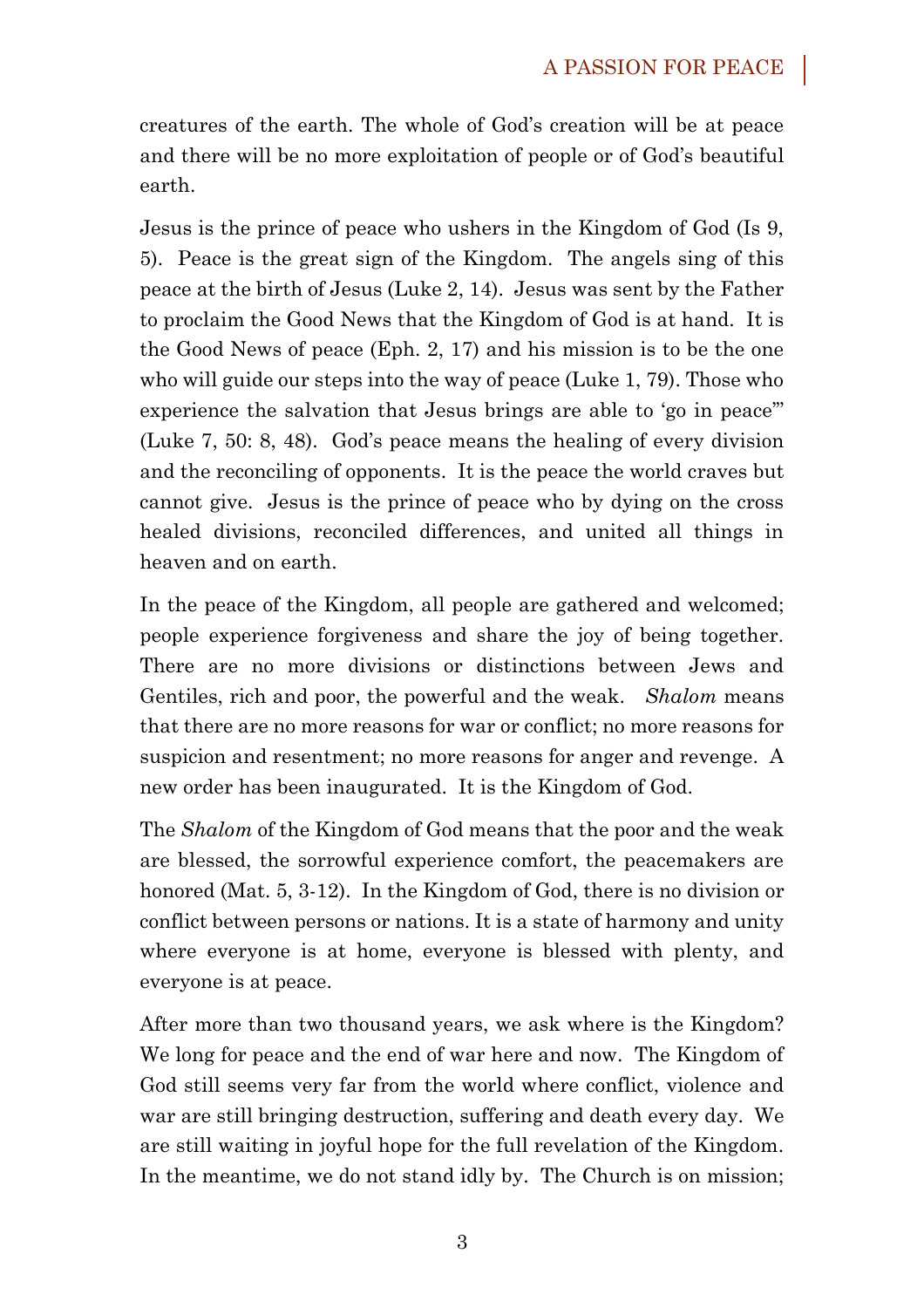creatures of the earth. The whole of God's creation will be at peace and there will be no more exploitation of people or of God's beautiful earth.

Jesus is the prince of peace who ushers in the Kingdom of God (Is 9, 5). Peace is the great sign of the Kingdom. The angels sing of this peace at the birth of Jesus (Luke 2, 14). Jesus was sent by the Father to proclaim the Good News that the Kingdom of God is at hand. It is the Good News of peace (Eph. 2, 17) and his mission is to be the one who will guide our steps into the way of peace (Luke 1, 79). Those who experience the salvation that Jesus brings are able to 'go in peace'" (Luke 7, 50: 8, 48). God's peace means the healing of every division and the reconciling of opponents. It is the peace the world craves but cannot give. Jesus is the prince of peace who by dying on the cross healed divisions, reconciled differences, and united all things in heaven and on earth.

In the peace of the Kingdom, all people are gathered and welcomed; people experience forgiveness and share the joy of being together. There are no more divisions or distinctions between Jews and Gentiles, rich and poor, the powerful and the weak. *Shalom* means that there are no more reasons for war or conflict; no more reasons for suspicion and resentment; no more reasons for anger and revenge. A new order has been inaugurated. It is the Kingdom of God.

The *Shalom* of the Kingdom of God means that the poor and the weak are blessed, the sorrowful experience comfort, the peacemakers are honored (Mat. 5, 3-12). In the Kingdom of God, there is no division or conflict between persons or nations. It is a state of harmony and unity where everyone is at home, everyone is blessed with plenty, and everyone is at peace.

After more than two thousand years, we ask where is the Kingdom? We long for peace and the end of war here and now. The Kingdom of God still seems very far from the world where conflict, violence and war are still bringing destruction, suffering and death every day. We are still waiting in joyful hope for the full revelation of the Kingdom. In the meantime, we do not stand idly by. The Church is on mission;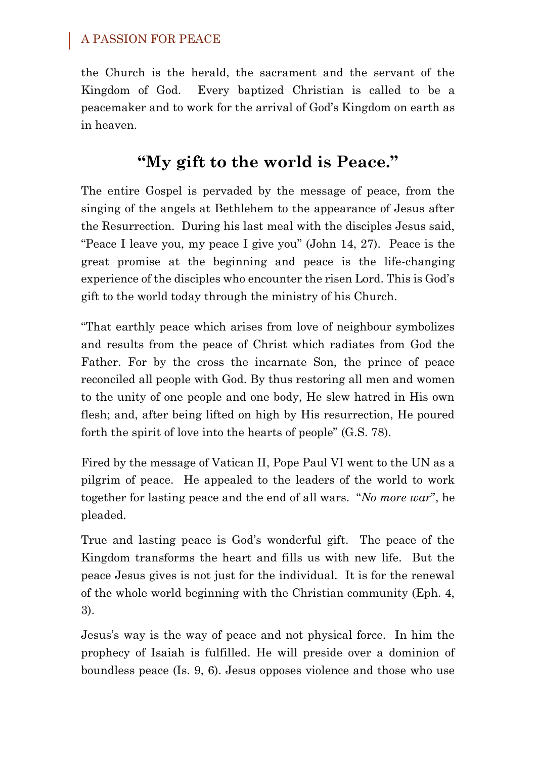the Church is the herald, the sacrament and the servant of the Kingdom of God. Every baptized Christian is called to be a peacemaker and to work for the arrival of God's Kingdom on earth as in heaven.

## "My gift to the world is Peace."

The entire Gospel is pervaded by the message of peace, from the singing of the angels at Bethlehem to the appearance of Jesus after the Resurrection. During his last meal with the disciples Jesus said, "Peace I leave you, my peace I give you" (John 14, 27). Peace is the great promise at the beginning and peace is the life-changing experience of the disciples who encounter the risen Lord. This is God's gift to the world today through the ministry of his Church.

"That earthly peace which arises from love of neighbour symbolizes and results from the peace of Christ which radiates from God the Father. For by the cross the incarnate Son, the prince of peace reconciled all people with God. By thus restoring all men and women to the unity of one people and one body, He slew hatred in His own flesh; and, after being lifted on high by His resurrection, He poured forth the spirit of love into the hearts of people" (G.S. 78).

Fired by the message of Vatican II, Pope Paul VI went to the UN as a pilgrim of peace. He appealed to the leaders of the world to work together for lasting peace and the end of all wars. "*No more war*", he pleaded.

True and lasting peace is God's wonderful gift. The peace of the Kingdom transforms the heart and fills us with new life. But the peace Jesus gives is not just for the individual. It is for the renewal of the whole world beginning with the Christian community (Eph. 4, 3).

Jesus's way is the way of peace and not physical force. In him the prophecy of Isaiah is fulfilled. He will preside over a dominion of boundless peace (Is. 9, 6). Jesus opposes violence and those who use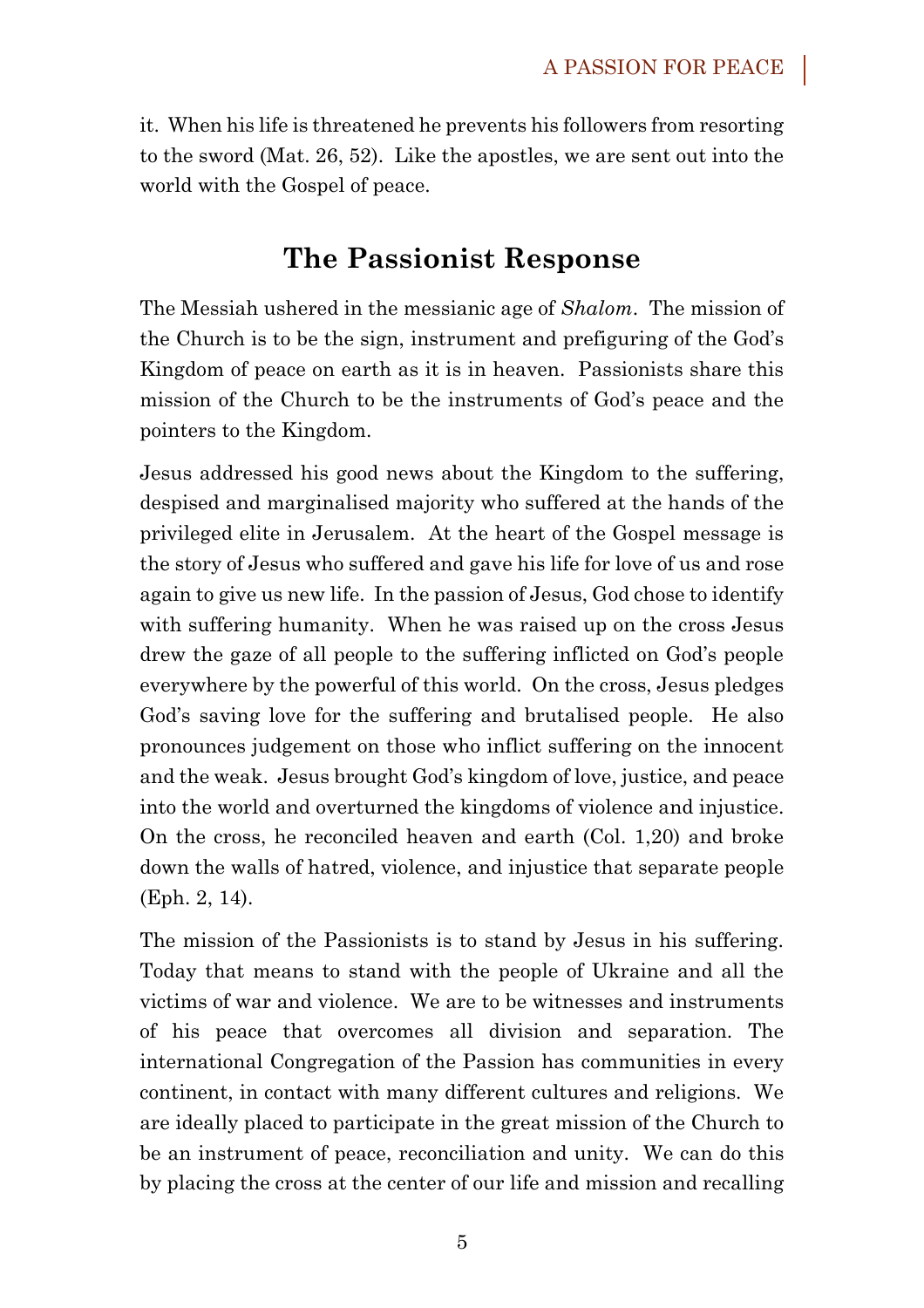it. When his life is threatened he prevents his followers from resorting to the sword (Mat. 26, 52). Like the apostles, we are sent out into the world with the Gospel of peace.

## The Passionist Response

The Messiah ushered in the messianic age of *Shalom*. The mission of the Church is to be the sign, instrument and prefiguring of the God's Kingdom of peace on earth as it is in heaven. Passionists share this mission of the Church to be the instruments of God's peace and the pointers to the Kingdom.

Jesus addressed his good news about the Kingdom to the suffering, despised and marginalised majority who suffered at the hands of the privileged elite in Jerusalem. At the heart of the Gospel message is the story of Jesus who suffered and gave his life for love of us and rose again to give us new life. In the passion of Jesus, God chose to identify with suffering humanity. When he was raised up on the cross Jesus drew the gaze of all people to the suffering inflicted on God's people everywhere by the powerful of this world. On the cross, Jesus pledges God's saving love for the suffering and brutalised people. He also pronounces judgement on those who inflict suffering on the innocent and the weak. Jesus brought God's kingdom of love, justice, and peace into the world and overturned the kingdoms of violence and injustice. On the cross, he reconciled heaven and earth (Col. 1,20) and broke down the walls of hatred, violence, and injustice that separate people (Eph. 2, 14).

The mission of the Passionists is to stand by Jesus in his suffering. Today that means to stand with the people of Ukraine and all the victims of war and violence. We are to be witnesses and instruments of his peace that overcomes all division and separation. The international Congregation of the Passion has communities in every continent, in contact with many different cultures and religions. We are ideally placed to participate in the great mission of the Church to be an instrument of peace, reconciliation and unity. We can do this by placing the cross at the center of our life and mission and recalling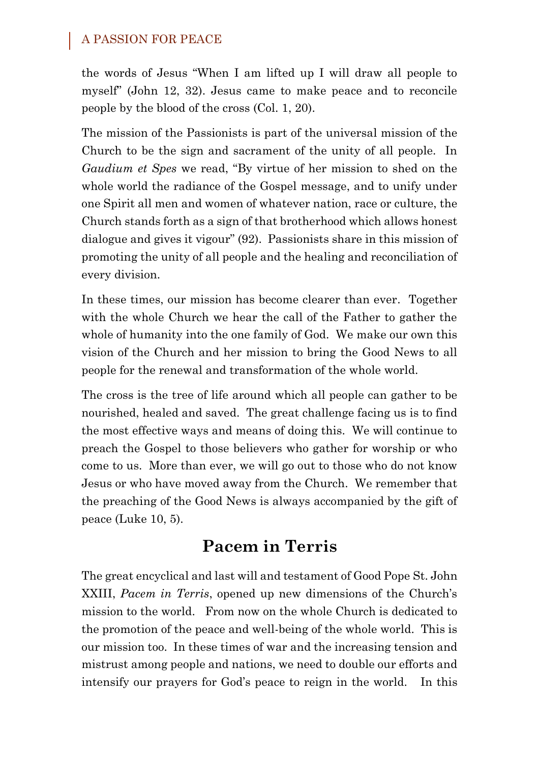the words of Jesus "When I am lifted up I will draw all people to myself" (John 12, 32). Jesus came to make peace and to reconcile people by the blood of the cross (Col. 1, 20).

The mission of the Passionists is part of the universal mission of the Church to be the sign and sacrament of the unity of all people. In *Gaudium et Spes* we read, "By virtue of her mission to shed on the whole world the radiance of the Gospel message, and to unify under one Spirit all men and women of whatever nation, race or culture, the Church stands forth as a sign of that brotherhood which allows honest dialogue and gives it vigour" (92). Passionists share in this mission of promoting the unity of all people and the healing and reconciliation of every division.

In these times, our mission has become clearer than ever. Together with the whole Church we hear the call of the Father to gather the whole of humanity into the one family of God. We make our own this vision of the Church and her mission to bring the Good News to all people for the renewal and transformation of the whole world.

The cross is the tree of life around which all people can gather to be nourished, healed and saved. The great challenge facing us is to find the most effective ways and means of doing this. We will continue to preach the Gospel to those believers who gather for worship or who come to us. More than ever, we will go out to those who do not know Jesus or who have moved away from the Church. We remember that the preaching of the Good News is always accompanied by the gift of peace (Luke 10, 5).

## Pacem in Terris

The great encyclical and last will and testament of Good Pope St. John XXIII, *Pacem in Terris*, opened up new dimensions of the Church's mission to the world. From now on the whole Church is dedicated to the promotion of the peace and well-being of the whole world. This is our mission too. In these times of war and the increasing tension and mistrust among people and nations, we need to double our efforts and intensify our prayers for God's peace to reign in the world. In this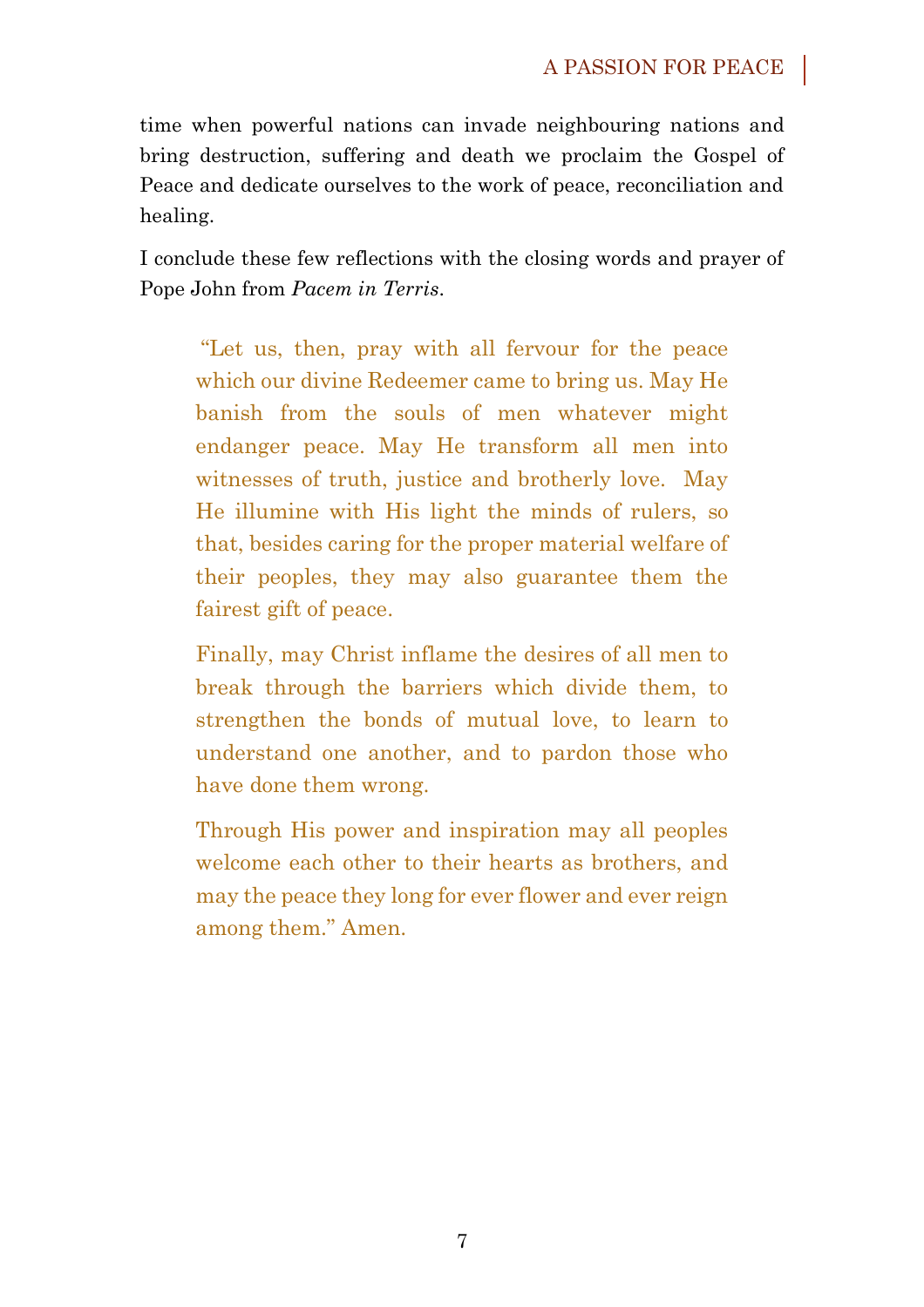time when powerful nations can invade neighbouring nations and bring destruction, suffering and death we proclaim the Gospel of Peace and dedicate ourselves to the work of peace, reconciliation and healing.

I conclude these few reflections with the closing words and prayer of Pope John from *Pacem in Terris*.

> "Let us, then, pray with all fervour for the peace which our divine Redeemer came to bring us. May He banish from the souls of men whatever might endanger peace. May He transform all men into witnesses of truth, justice and brotherly love. May He illumine with His light the minds of rulers, so that, besides caring for the proper material welfare of their peoples, they may also guarantee them the fairest gift of peace.
>
> Finally, may Christ inflame the desires of all men to break through the barriers which divide them, to strengthen the bonds of mutual love, to learn to understand one another, and to pardon those who have done them wrong.
>
> Through His power and inspiration may all peoples welcome each other to their hearts as brothers, and may the peace they long for ever flower and ever reign among them." Amen.